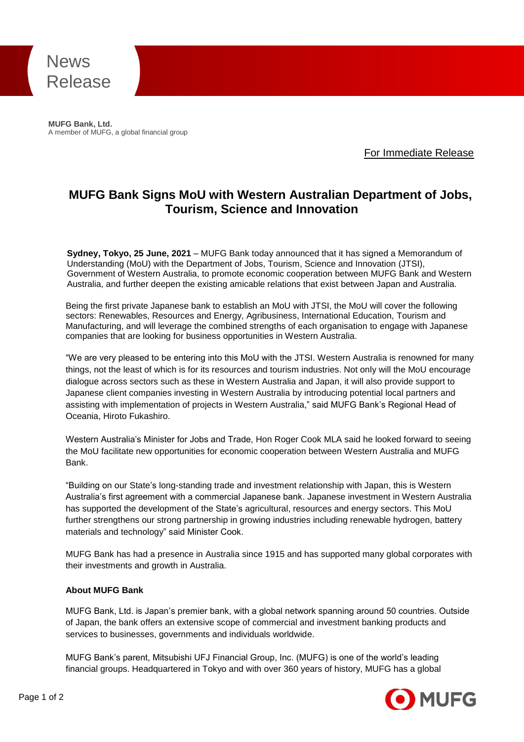News Release

**MUFG Bank, Ltd.**
A member of MUFG, a global financial group

For Immediate Release

# MUFG Bank Signs MoU with Western Australian Department of Jobs, Tourism, Science and Innovation

**Sydney, Tokyo, 25 June, 2021** – MUFG Bank today announced that it has signed a Memorandum of Understanding (MoU) with the Department of Jobs, Tourism, Science and Innovation (JTSI), Government of Western Australia, to promote economic cooperation between MUFG Bank and Western Australia, and further deepen the existing amicable relations that exist between Japan and Australia.

Being the first private Japanese bank to establish an MoU with JTSI, the MoU will cover the following sectors: Renewables, Resources and Energy, Agribusiness, International Education, Tourism and Manufacturing, and will leverage the combined strengths of each organisation to engage with Japanese companies that are looking for business opportunities in Western Australia.

"We are very pleased to be entering into this MoU with the JTSI. Western Australia is renowned for many things, not the least of which is for its resources and tourism industries. Not only will the MoU encourage dialogue across sectors such as these in Western Australia and Japan, it will also provide support to Japanese client companies investing in Western Australia by introducing potential local partners and assisting with implementation of projects in Western Australia," said MUFG Bank's Regional Head of Oceania, Hiroto Fukashiro.

Western Australia's Minister for Jobs and Trade, Hon Roger Cook MLA said he looked forward to seeing the MoU facilitate new opportunities for economic cooperation between Western Australia and MUFG Bank.

"Building on our State's long-standing trade and investment relationship with Japan, this is Western Australia's first agreement with a commercial Japanese bank. Japanese investment in Western Australia has supported the development of the State's agricultural, resources and energy sectors. This MoU further strengthens our strong partnership in growing industries including renewable hydrogen, battery materials and technology" said Minister Cook.

MUFG Bank has had a presence in Australia since 1915 and has supported many global corporates with their investments and growth in Australia.

**About MUFG Bank**

MUFG Bank, Ltd. is Japan's premier bank, with a global network spanning around 50 countries. Outside of Japan, the bank offers an extensive scope of commercial and investment banking products and services to businesses, governments and individuals worldwide.

MUFG Bank's parent, Mitsubishi UFJ Financial Group, Inc. (MUFG) is one of the world's leading financial groups. Headquartered in Tokyo and with over 360 years of history, MUFG has a global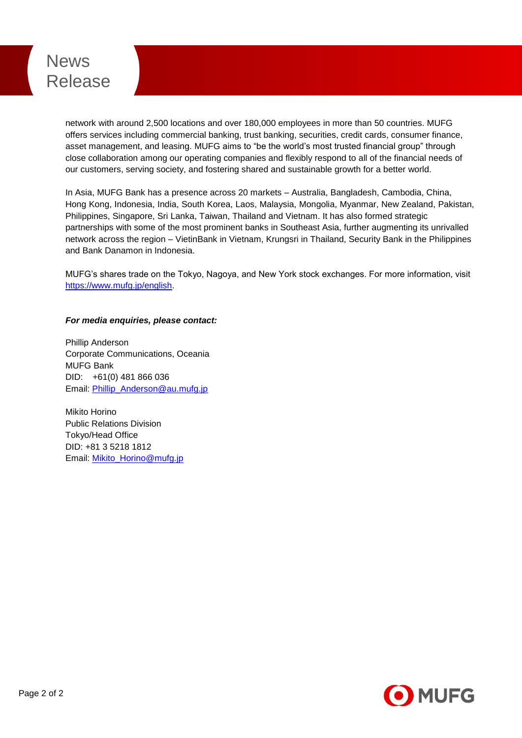network with around 2,500 locations and over 180,000 employees in more than 50 countries. MUFG offers services including commercial banking, trust banking, securities, credit cards, consumer finance, asset management, and leasing. MUFG aims to "be the world's most trusted financial group" through close collaboration among our operating companies and flexibly respond to all of the financial needs of our customers, serving society, and fostering shared and sustainable growth for a better world.

In Asia, MUFG Bank has a presence across 20 markets – Australia, Bangladesh, Cambodia, China, Hong Kong, Indonesia, India, South Korea, Laos, Malaysia, Mongolia, Myanmar, New Zealand, Pakistan, Philippines, Singapore, Sri Lanka, Taiwan, Thailand and Vietnam. It has also formed strategic partnerships with some of the most prominent banks in Southeast Asia, further augmenting its unrivalled network across the region – VietinBank in Vietnam, Krungsri in Thailand, Security Bank in the Philippines and Bank Danamon in Indonesia.

MUFG's shares trade on the Tokyo, Nagoya, and New York stock exchanges. For more information, visit https://www.mufg.jp/english.

***For media enquiries, please contact:***

Phillip Anderson
Corporate Communications, Oceania
MUFG Bank
DID: +61(0) 481 866 036
Email: Phillip_Anderson@au.mufg.jp

Mikito Horino
Public Relations Division
Tokyo/Head Office
DID: +81 3 5218 1812
Email: Mikito_Horino@mufg.jp